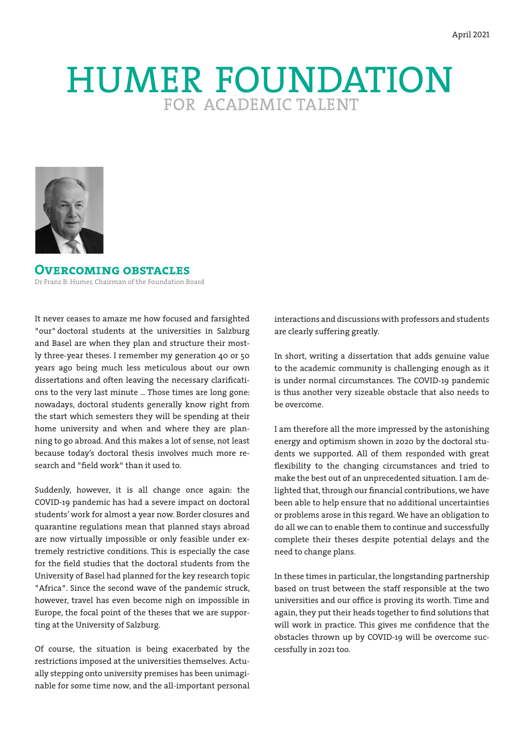April 2021

# HUMER FOUNDATION
FOR ACADEMIC TALENT

## Overcoming obstacles

Dr Franz B. Humer, Chairman of the Foundation Board

It never ceases to amaze me how focused and farsighted "our" doctoral students at the universities in Salzburg and Basel are when they plan and structure their mostly three-year theses. I remember my generation 40 or 50 years ago being much less meticulous about our own dissertations and often leaving the necessary clarifications to the very last minute ... Those times are long gone: nowadays, doctoral students generally know right from the start which semesters they will be spending at their home university and when and where they are planning to go abroad. And this makes a lot of sense, not least because today's doctoral thesis involves much more research and "field work" than it used to.

Suddenly, however, it is all change once again: the COVID-19 pandemic has had a severe impact on doctoral students' work for almost a year now. Border closures and quarantine regulations mean that planned stays abroad are now virtually impossible or only feasible under extremely restrictive conditions. This is especially the case for the field studies that the doctoral students from the University of Basel had planned for the key research topic "Africa". Since the second wave of the pandemic struck, however, travel has even become nigh on impossible in Europe, the focal point of the theses that we are supporting at the University of Salzburg.

Of course, the situation is being exacerbated by the restrictions imposed at the universities themselves. Actually stepping onto university premises has been unimaginable for some time now, and the all-important personal interactions and discussions with professors and students are clearly suffering greatly.

In short, writing a dissertation that adds genuine value to the academic community is challenging enough as it is under normal circumstances. The COVID-19 pandemic is thus another very sizeable obstacle that also needs to be overcome.

I am therefore all the more impressed by the astonishing energy and optimism shown in 2020 by the doctoral students we supported. All of them responded with great flexibility to the changing circumstances and tried to make the best out of an unprecedented situation. I am delighted that, through our financial contributions, we have been able to help ensure that no additional uncertainties or problems arose in this regard. We have an obligation to do all we can to enable them to continue and successfully complete their theses despite potential delays and the need to change plans.

In these times in particular, the longstanding partnership based on trust between the staff responsible at the two universities and our office is proving its worth. Time and again, they put their heads together to find solutions that will work in practice. This gives me confidence that the obstacles thrown up by COVID-19 will be overcome successfully in 2021 too.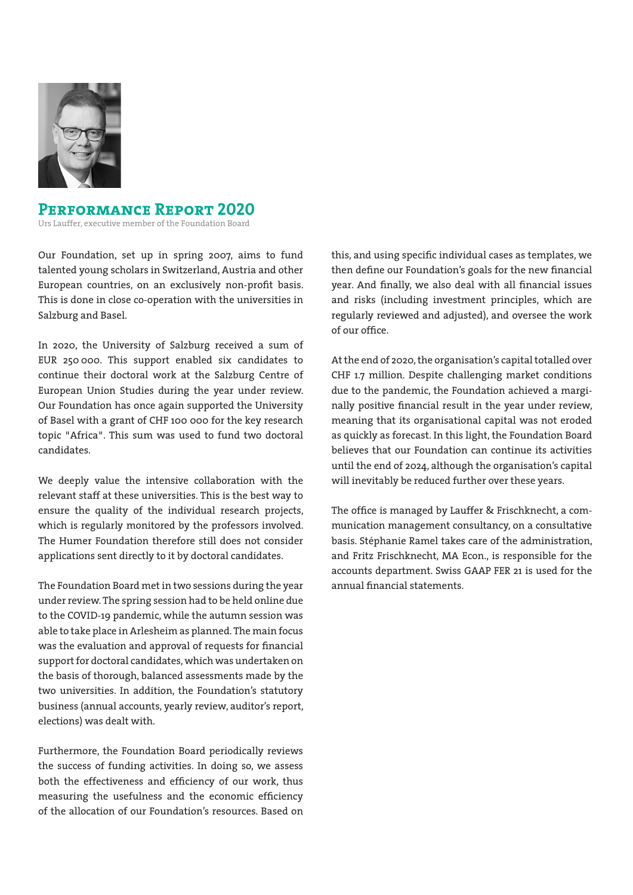# Performance Report 2020

Urs Lauffer, executive member of the Foundation Board

Our Foundation, set up in spring 2007, aims to fund talented young scholars in Switzerland, Austria and other European countries, on an exclusively non-profit basis. This is done in close co-operation with the universities in Salzburg and Basel.

In 2020, the University of Salzburg received a sum of EUR 250 000. This support enabled six candidates to continue their doctoral work at the Salzburg Centre of European Union Studies during the year under review. Our Foundation has once again supported the University of Basel with a grant of CHF 100 000 for the key research topic "Africa". This sum was used to fund two doctoral candidates.

We deeply value the intensive collaboration with the relevant staff at these universities. This is the best way to ensure the quality of the individual research projects, which is regularly monitored by the professors involved. The Humer Foundation therefore still does not consider applications sent directly to it by doctoral candidates.

The Foundation Board met in two sessions during the year under review. The spring session had to be held online due to the COVID-19 pandemic, while the autumn session was able to take place in Arlesheim as planned. The main focus was the evaluation and approval of requests for financial support for doctoral candidates, which was undertaken on the basis of thorough, balanced assessments made by the two universities. In addition, the Foundation's statutory business (annual accounts, yearly review, auditor's report, elections) was dealt with.

Furthermore, the Foundation Board periodically reviews the success of funding activities. In doing so, we assess both the effectiveness and efficiency of our work, thus measuring the usefulness and the economic efficiency of the allocation of our Foundation's resources. Based on this, and using specific individual cases as templates, we then define our Foundation's goals for the new financial year. And finally, we also deal with all financial issues and risks (including investment principles, which are regularly reviewed and adjusted), and oversee the work of our office.

At the end of 2020, the organisation's capital totalled over CHF 1.7 million. Despite challenging market conditions due to the pandemic, the Foundation achieved a marginally positive financial result in the year under review, meaning that its organisational capital was not eroded as quickly as forecast. In this light, the Foundation Board believes that our Foundation can continue its activities until the end of 2024, although the organisation's capital will inevitably be reduced further over these years.

The office is managed by Lauffer & Frischknecht, a communication management consultancy, on a consultative basis. Stéphanie Ramel takes care of the administration, and Fritz Frischknecht, MA Econ., is responsible for the accounts department. Swiss GAAP FER 21 is used for the annual financial statements.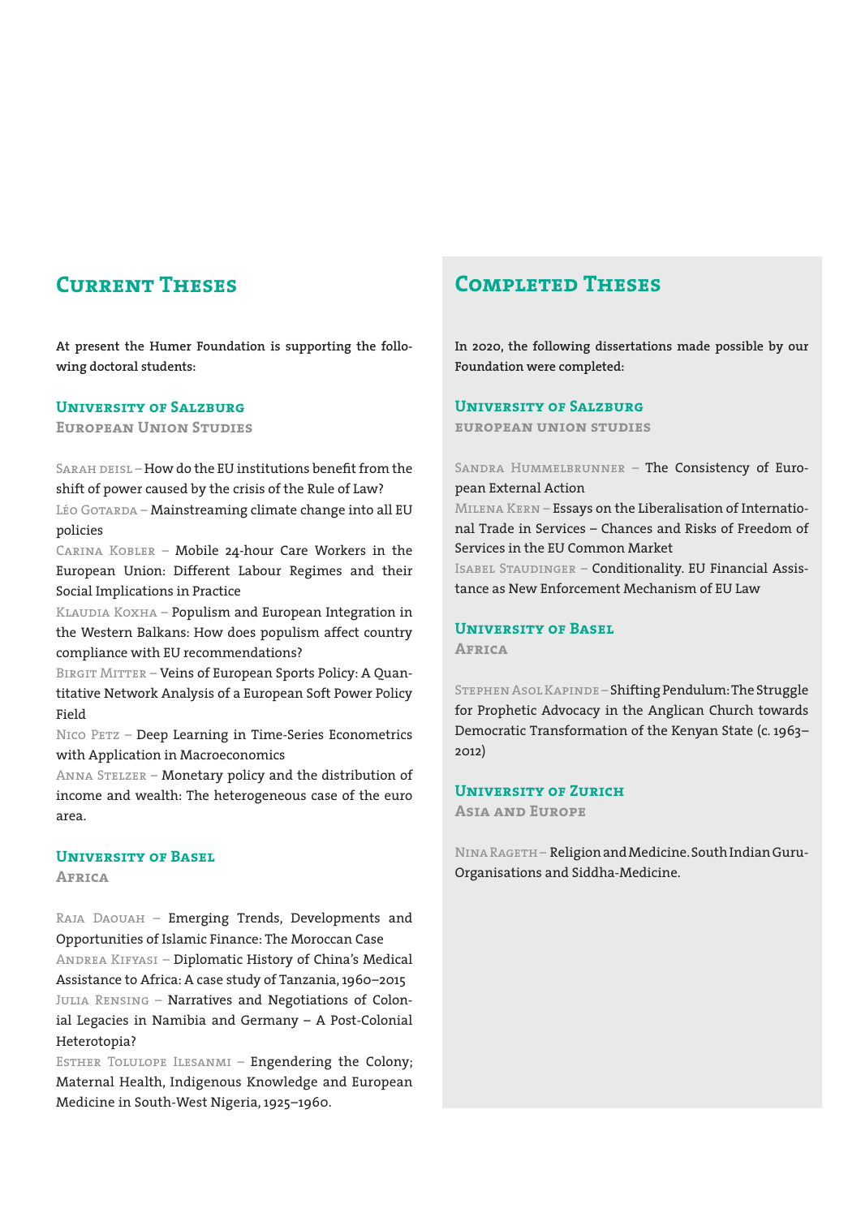## Current Theses

**At present the Humer Foundation is supporting the following doctoral students:**

### University of Salzburg
#### European Union Studies

Sarah deisl – How do the EU institutions benefit from the shift of power caused by the crisis of the Rule of Law?

Léo Gotarda – Mainstreaming climate change into all EU policies

Carina Kobler – Mobile 24-hour Care Workers in the European Union: Different Labour Regimes and their Social Implications in Practice

Klaudia Koxha – Populism and European Integration in the Western Balkans: How does populism affect country compliance with EU recommendations?

Birgit Mitter – Veins of European Sports Policy: A Quantitative Network Analysis of a European Soft Power Policy Field

Nico Petz – Deep Learning in Time-Series Econometrics with Application in Macroeconomics

Anna Stelzer – Monetary policy and the distribution of income and wealth: The heterogeneous case of the euro area.

### University of Basel
#### Africa

Raja Daouah – Emerging Trends, Developments and Opportunities of Islamic Finance: The Moroccan Case

Andrea Kifyasi – Diplomatic History of China's Medical Assistance to Africa: A case study of Tanzania, 1960–2015

Julia Rensing – Narratives and Negotiations of Colonial Legacies in Namibia and Germany – A Post-Colonial Heterotopia?

Esther Tolulope Ilesanmi – Engendering the Colony; Maternal Health, Indigenous Knowledge and European Medicine in South-West Nigeria, 1925–1960.

## Completed Theses

**In 2020, the following dissertations made possible by our Foundation were completed:**

### University of Salzburg
#### European Union Studies

Sandra Hummelbrunner – The Consistency of European External Action

Milena Kern – Essays on the Liberalisation of International Trade in Services – Chances and Risks of Freedom of Services in the EU Common Market

Isabel Staudinger – Conditionality. EU Financial Assistance as New Enforcement Mechanism of EU Law

### University of Basel
#### Africa

Stephen Asol Kapinde – Shifting Pendulum: The Struggle for Prophetic Advocacy in the Anglican Church towards Democratic Transformation of the Kenyan State (c. 1963–2012)

### University of Zurich
#### Asia and Europe

Nina Rageth – Religion and Medicine. South Indian Guru-Organisations and Siddha-Medicine.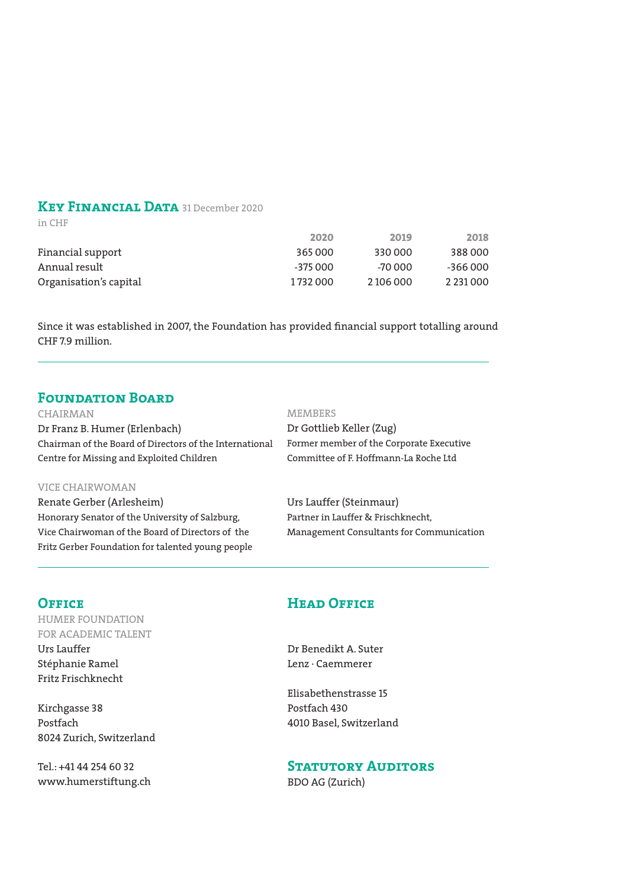## Key Financial Data 31 December 2020

in CHF

| | 2020 | 2019 | 2018 |
|---|---|---|---|
| Financial support | 365 000 | 330 000 | 388 000 |
| Annual result | -375 000 | -70 000 | -366 000 |
| Organisation’s capital | 1 732 000 | 2 106 000 | 2 231 000 |

Since it was established in 2007, the Foundation has provided financial support totalling around CHF 7.9 million.

---

## Foundation Board

CHAIRMAN

Dr Franz B. Humer (Erlenbach)
Chairman of the Board of Directors of the International Centre for Missing and Exploited Children

VICE CHAIRWOMAN

Renate Gerber (Arlesheim)
Honorary Senator of the University of Salzburg, Vice Chairwoman of the Board of Directors of the Fritz Gerber Foundation for talented young people

MEMBERS

Dr Gottlieb Keller (Zug)
Former member of the Corporate Executive Committee of F. Hoffmann-La Roche Ltd

Urs Lauffer (Steinmaur)
Partner in Lauffer & Frischknecht, Management Consultants for Communication

---

## Office

HUMER FOUNDATION
FOR ACADEMIC TALENT

Urs Lauffer
Stéphanie Ramel
Fritz Frischknecht

Kirchgasse 38
Postfach
8024 Zurich, Switzerland

Tel.: +41 44 254 60 32
www.humerstiftung.ch

## Head Office

Dr Benedikt A. Suter
Lenz · Caemmerer

Elisabethenstrasse 15
Postfach 430
4010 Basel, Switzerland

## Statutory Auditors

BDO AG (Zurich)